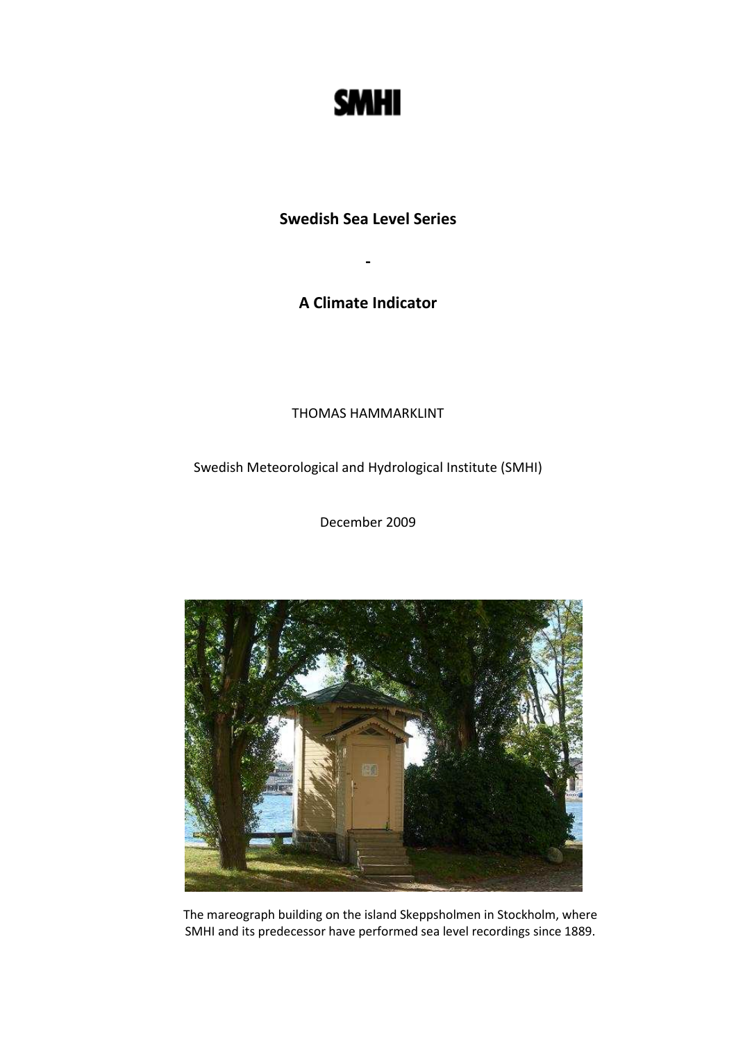SMHI

# Swedish Sea Level Series

-

# A Climate Indicator

THOMAS HAMMARKLINT

Swedish Meteorological and Hydrological Institute (SMHI)

December 2009

The mareograph building on the island Skeppsholmen in Stockholm, where SMHI and its predecessor have performed sea level recordings since 1889.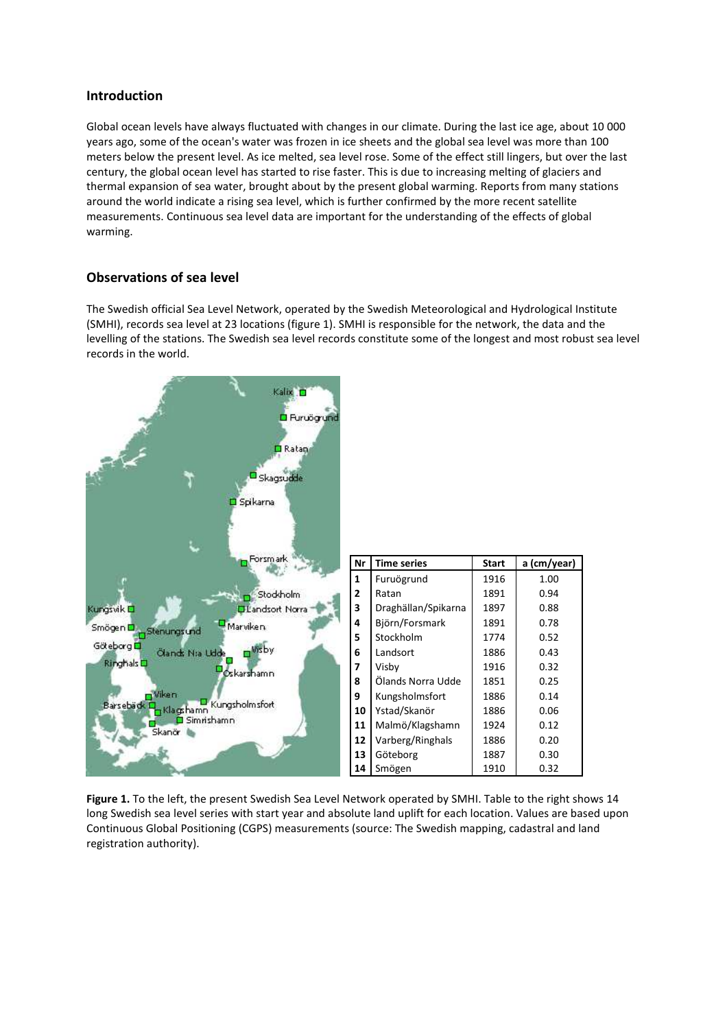## Introduction

Global ocean levels have always fluctuated with changes in our climate. During the last ice age, about 10 000 years ago, some of the ocean's water was frozen in ice sheets and the global sea level was more than 100 meters below the present level. As ice melted, sea level rose. Some of the effect still lingers, but over the last century, the global ocean level has started to rise faster. This is due to increasing melting of glaciers and thermal expansion of sea water, brought about by the present global warming. Reports from many stations around the world indicate a rising sea level, which is further confirmed by the more recent satellite measurements. Continuous sea level data are important for the understanding of the effects of global warming.

## Observations of sea level

The Swedish official Sea Level Network, operated by the Swedish Meteorological and Hydrological Institute (SMHI), records sea level at 23 locations (figure 1). SMHI is responsible for the network, the data and the levelling of the stations. The Swedish sea level records constitute some of the longest and most robust sea level records in the world.

Kalix
Furuögrund
Ratan
Skagsudde
Spikarna
Forsmark
Stockholm
Landsort Norra
Kungsvik
Smögen
Stenungsund
Marviken
Göteborg
Ölands N:a Udde
Visby
Ringhals
Oskarshamn
Viken
Barsebäck
Klagshamn
Kungsholmsfort
Simrishamn
Skanör

| Nr | Time series | Start | a (cm/year) |
|---|---|---|---|
| 1 | Furuögrund | 1916 | 1.00 |
| 2 | Ratan | 1891 | 0.94 |
| 3 | Draghällan/Spikarna | 1897 | 0.88 |
| 4 | Björn/Forsmark | 1891 | 0.78 |
| 5 | Stockholm | 1774 | 0.52 |
| 6 | Landsort | 1886 | 0.43 |
| 7 | Visby | 1916 | 0.32 |
| 8 | Ölands Norra Udde | 1851 | 0.25 |
| 9 | Kungsholmsfort | 1886 | 0.14 |
| 10 | Ystad/Skanör | 1886 | 0.06 |
| 11 | Malmö/Klagshamn | 1924 | 0.12 |
| 12 | Varberg/Ringhals | 1886 | 0.20 |
| 13 | Göteborg | 1887 | 0.30 |
| 14 | Smögen | 1910 | 0.32 |

**Figure 1.** To the left, the present Swedish Sea Level Network operated by SMHI. Table to the right shows 14 long Swedish sea level series with start year and absolute land uplift for each location. Values are based upon Continuous Global Positioning (CGPS) measurements (source: The Swedish mapping, cadastral and land registration authority).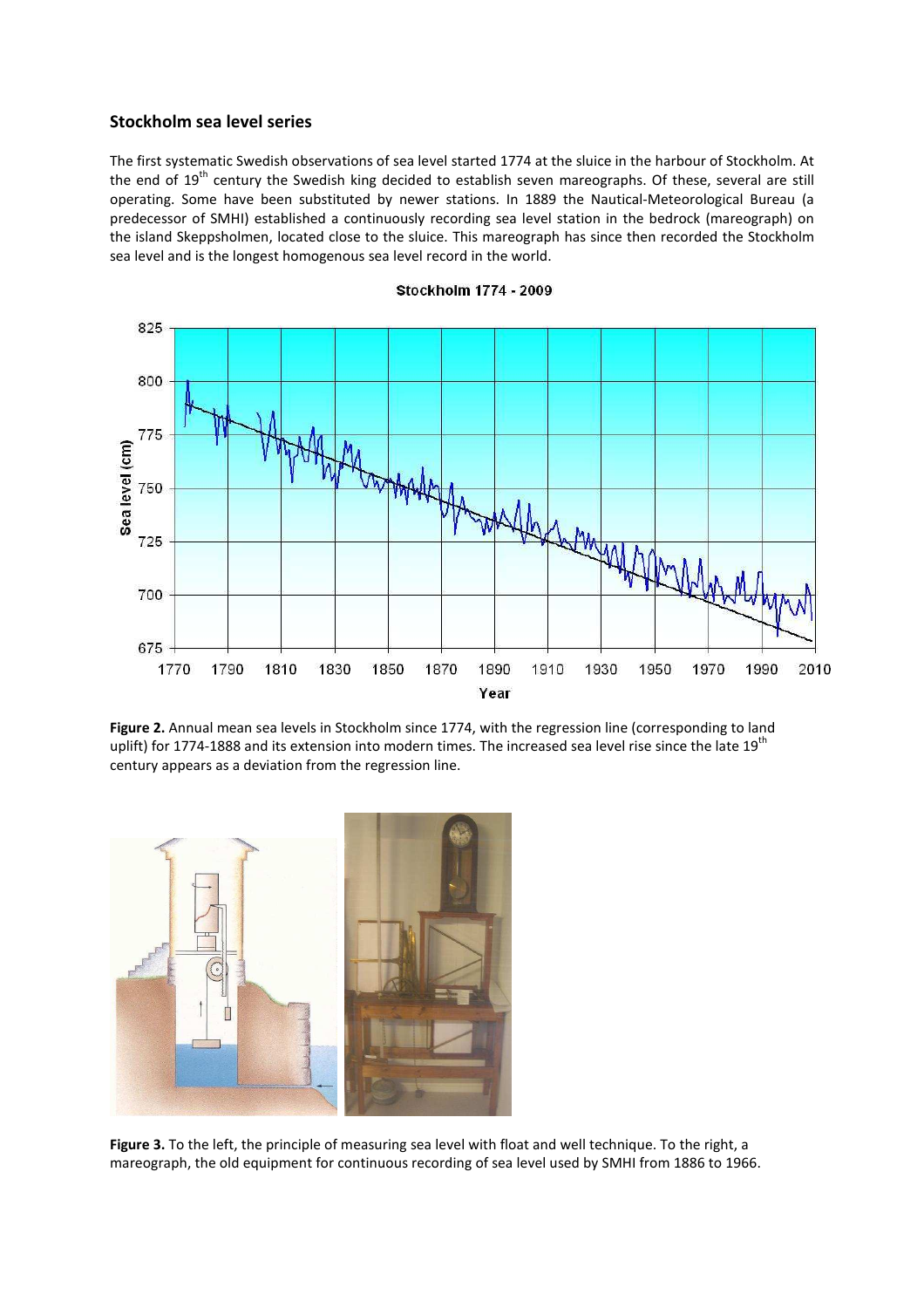## Stockholm sea level series

The first systematic Swedish observations of sea level started 1774 at the sluice in the harbour of Stockholm. At the end of 19$^{th}$ century the Swedish king decided to establish seven mareographs. Of these, several are still operating. Some have been substituted by newer stations. In 1889 the Nautical-Meteorological Bureau (a predecessor of SMHI) established a continuously recording sea level station in the bedrock (mareograph) on the island Skeppsholmen, located close to the sluice. This mareograph has since then recorded the Stockholm sea level and is the longest homogenous sea level record in the world.

Stockholm 1774 - 2009

Sea level (cm)

825
800
775
750
725
700
675

1770 1790 1810 1830 1850 1870 1890 1910 1930 1950 1970 1990 2010

Year

**Figure 2.** Annual mean sea levels in Stockholm since 1774, with the regression line (corresponding to land uplift) for 1774-1888 and its extension into modern times. The increased sea level rise since the late 19$^{th}$ century appears as a deviation from the regression line.

**Figure 3.** To the left, the principle of measuring sea level with float and well technique. To the right, a mareograph, the old equipment for continuous recording of sea level used by SMHI from 1886 to 1966.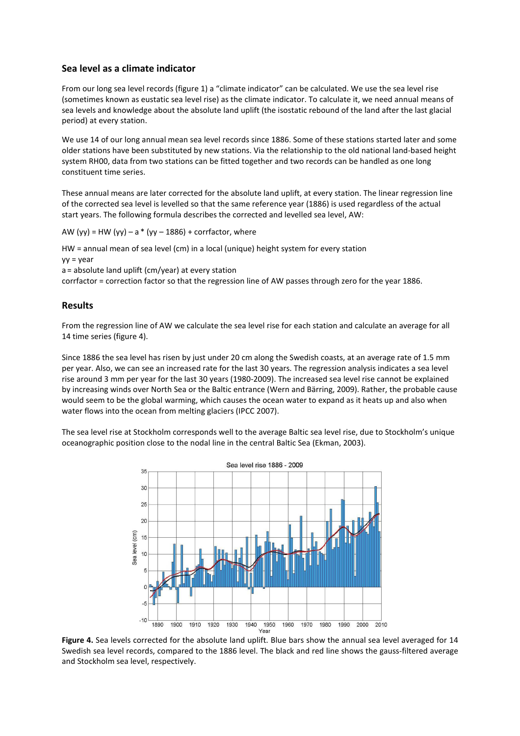## Sea level as a climate indicator

From our long sea level records (figure 1) a "climate indicator" can be calculated. We use the sea level rise (sometimes known as eustatic sea level rise) as the climate indicator. To calculate it, we need annual means of sea levels and knowledge about the absolute land uplift (the isostatic rebound of the land after the last glacial period) at every station.

We use 14 of our long annual mean sea level records since 1886. Some of these stations started later and some older stations have been substituted by new stations. Via the relationship to the old national land-based height system RH00, data from two stations can be fitted together and two records can be handled as one long constituent time series.

These annual means are later corrected for the absolute land uplift, at every station. The linear regression line of the corrected sea level is levelled so that the same reference year (1886) is used regardless of the actual start years. The following formula describes the corrected and levelled sea level, AW:

$$AW(yy) = HW(yy) - a * (yy - 1886) + corrfactor$$, where

HW = annual mean of sea level (cm) in a local (unique) height system for every station
yy = year
a = absolute land uplift (cm/year) at every station
corrfactor = correction factor so that the regression line of AW passes through zero for the year 1886.

## Results

From the regression line of AW we calculate the sea level rise for each station and calculate an average for all 14 time series (figure 4).

Since 1886 the sea level has risen by just under 20 cm along the Swedish coasts, at an average rate of 1.5 mm per year. Also, we can see an increased rate for the last 30 years. The regression analysis indicates a sea level rise around 3 mm per year for the last 30 years (1980-2009). The increased sea level rise cannot be explained by increasing winds over North Sea or the Baltic entrance (Wern and Bärring, 2009). Rather, the probable cause would seem to be the global warming, which causes the ocean water to expand as it heats up and also when water flows into the ocean from melting glaciers (IPCC 2007).

The sea level rise at Stockholm corresponds well to the average Baltic sea level rise, due to Stockholm's unique oceanographic position close to the nodal line in the central Baltic Sea (Ekman, 2003).

Sea level rise 1886 - 2009

Sea level (cm)

35
30
25
20
15
10
5
0
-5
-10

1890 1900 1910 1920 1930 1940 1950 1960 1970 1980 1990 2000 2010

Year

**Figure 4.** Sea levels corrected for the absolute land uplift. Blue bars show the annual sea level averaged for 14 Swedish sea level records, compared to the 1886 level. The black and red line shows the gauss-filtered average and Stockholm sea level, respectively.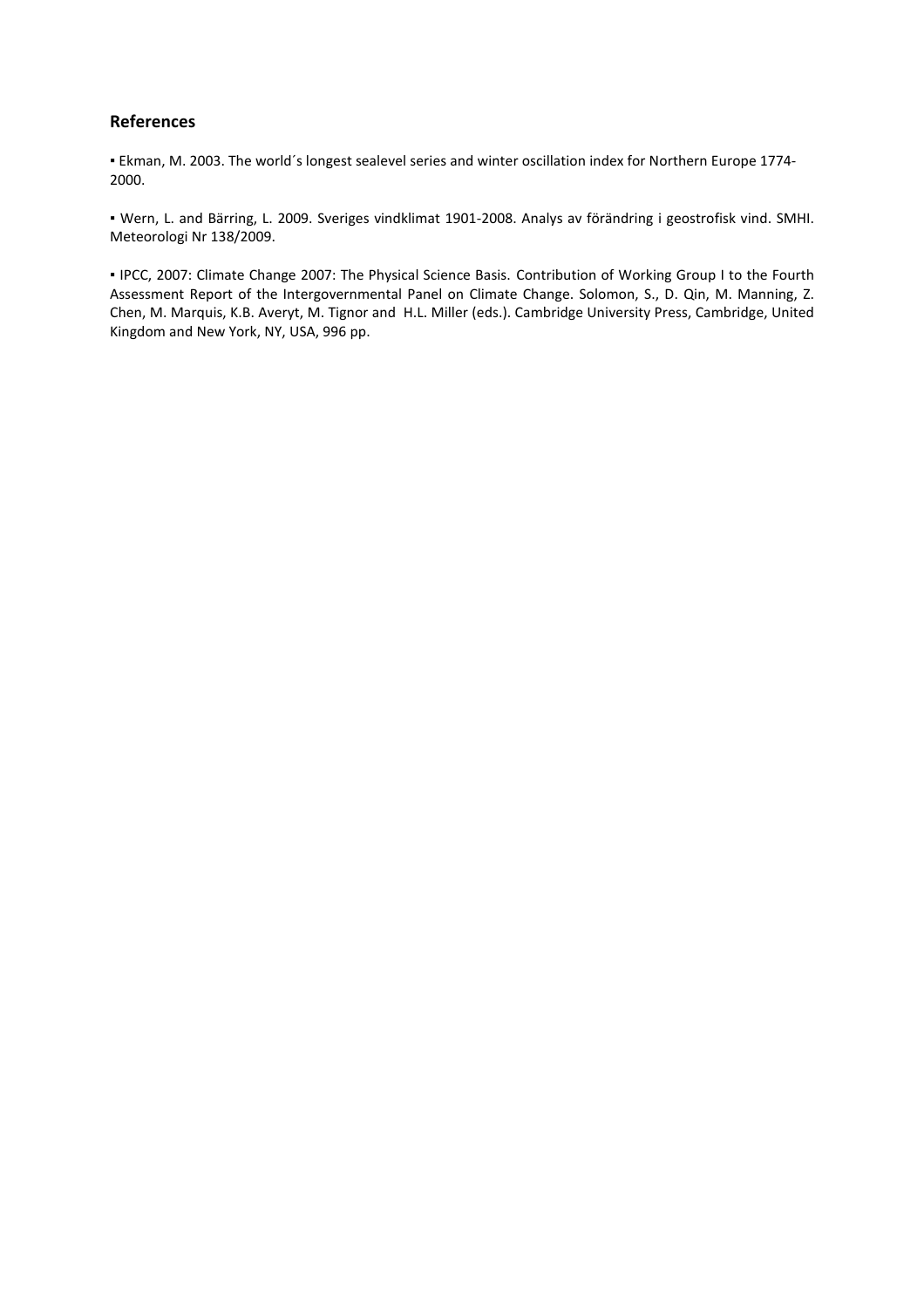## References

▪ Ekman, M. 2003. The world´s longest sealevel series and winter oscillation index for Northern Europe 1774-2000.

▪ Wern, L. and Bärring, L. 2009. Sveriges vindklimat 1901-2008. Analys av förändring i geostrofisk vind. SMHI. Meteorologi Nr 138/2009.

▪ IPCC, 2007: Climate Change 2007: The Physical Science Basis. Contribution of Working Group I to the Fourth Assessment Report of the Intergovernmental Panel on Climate Change. Solomon, S., D. Qin, M. Manning, Z. Chen, M. Marquis, K.B. Averyt, M. Tignor and H.L. Miller (eds.). Cambridge University Press, Cambridge, United Kingdom and New York, NY, USA, 996 pp.